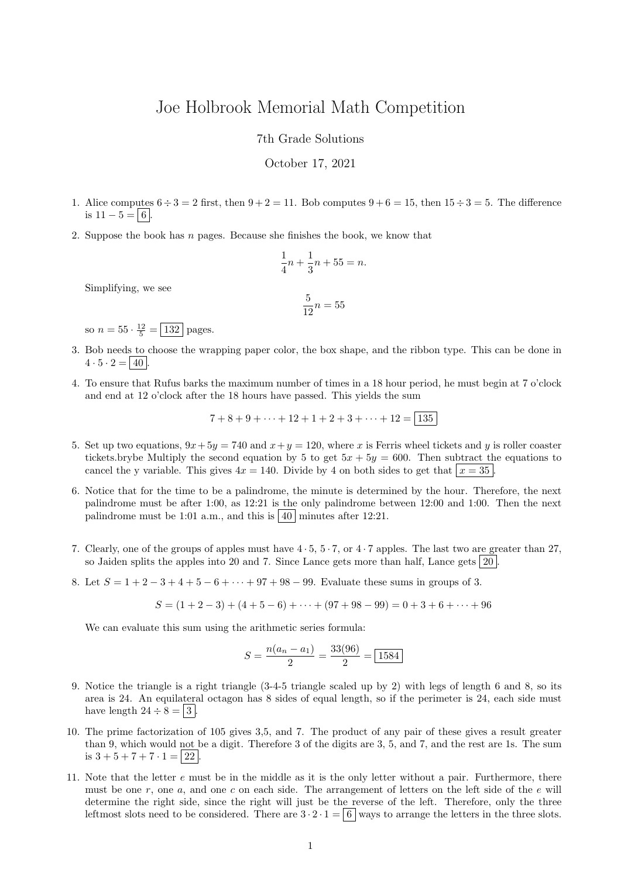# Joe Holbrook Memorial Math Competition

7th Grade Solutions

October 17, 2021

1. Alice computes $6 \div 3 = 2$ first, then $9 + 2 = 11$. Bob computes $9 + 6 = 15$, then $15 \div 3 = 5$. The difference is $11 - 5 = \boxed{6}$.

2. Suppose the book has $n$ pages. Because she finishes the book, we know that
$$\frac{1}{4}n + \frac{1}{3}n + 55 = n.$$
Simplifying, we see
$$\frac{5}{12}n = 55$$
so $n = 55 \cdot \frac{12}{5} = \boxed{132}$ pages.

3. Bob needs to choose the wrapping paper color, the box shape, and the ribbon type. This can be done in $4 \cdot 5 \cdot 2 = \boxed{40}$.

4. To ensure that Rufus barks the maximum number of times in a 18 hour period, he must begin at 7 o'clock and end at 12 o'clock after the 18 hours have passed. This yields the sum
$$7 + 8 + 9 + \cdots + 12 + 1 + 2 + 3 + \cdots + 12 = \boxed{135}$$

5. Set up two equations, $9x + 5y = 740$ and $x + y = 120$, where $x$ is Ferris wheel tickets and $y$ is roller coaster tickets.brybe Multiply the second equation by 5 to get $5x + 5y = 600$. Then subtract the equations to cancel the y variable. This gives $4x = 140$. Divide by 4 on both sides to get that $\boxed{x = 35}$.

6. Notice that for the time to be a palindrome, the minute is determined by the hour. Therefore, the next palindrome must be after 1:00, as 12:21 is the only palindrome between 12:00 and 1:00. Then the next palindrome must be 1:01 a.m., and this is $\boxed{40}$ minutes after 12:21.

7. Clearly, one of the groups of apples must have $4 \cdot 5$, $5 \cdot 7$, or $4 \cdot 7$ apples. The last two are greater than 27, so Jaiden splits the apples into 20 and 7. Since Lance gets more than half, Lance gets $\boxed{20}$.

8. Let $S = 1 + 2 - 3 + 4 + 5 - 6 + \cdots + 97 + 98 - 99$. Evaluate these sums in groups of 3.
$$S = (1 + 2 - 3) + (4 + 5 - 6) + \cdots + (97 + 98 - 99) = 0 + 3 + 6 + \cdots + 96$$
We can evaluate this sum using the arithmetic series formula:
$$S = \frac{n(a_n - a_1)}{2} = \frac{33(96)}{2} = \boxed{1584}$$

9. Notice the triangle is a right triangle (3-4-5 triangle scaled up by 2) with legs of length 6 and 8, so its area is 24. An equilateral octagon has 8 sides of equal length, so if the perimeter is 24, each side must have length $24 \div 8 = \boxed{3}$.

10. The prime factorization of 105 gives 3,5, and 7. The product of any pair of these gives a result greater than 9, which would not be a digit. Therefore 3 of the digits are 3, 5, and 7, and the rest are 1s. The sum is $3 + 5 + 7 + 7 \cdot 1 = \boxed{22}$.

11. Note that the letter $e$ must be in the middle as it is the only letter without a pair. Furthermore, there must be one $r$, one $a$, and one $c$ on each side. The arrangement of letters on the left side of the $e$ will determine the right side, since the right will just be the reverse of the left. Therefore, only the three leftmost slots need to be considered. There are $3 \cdot 2 \cdot 1 = \boxed{6}$ ways to arrange the letters in the three slots.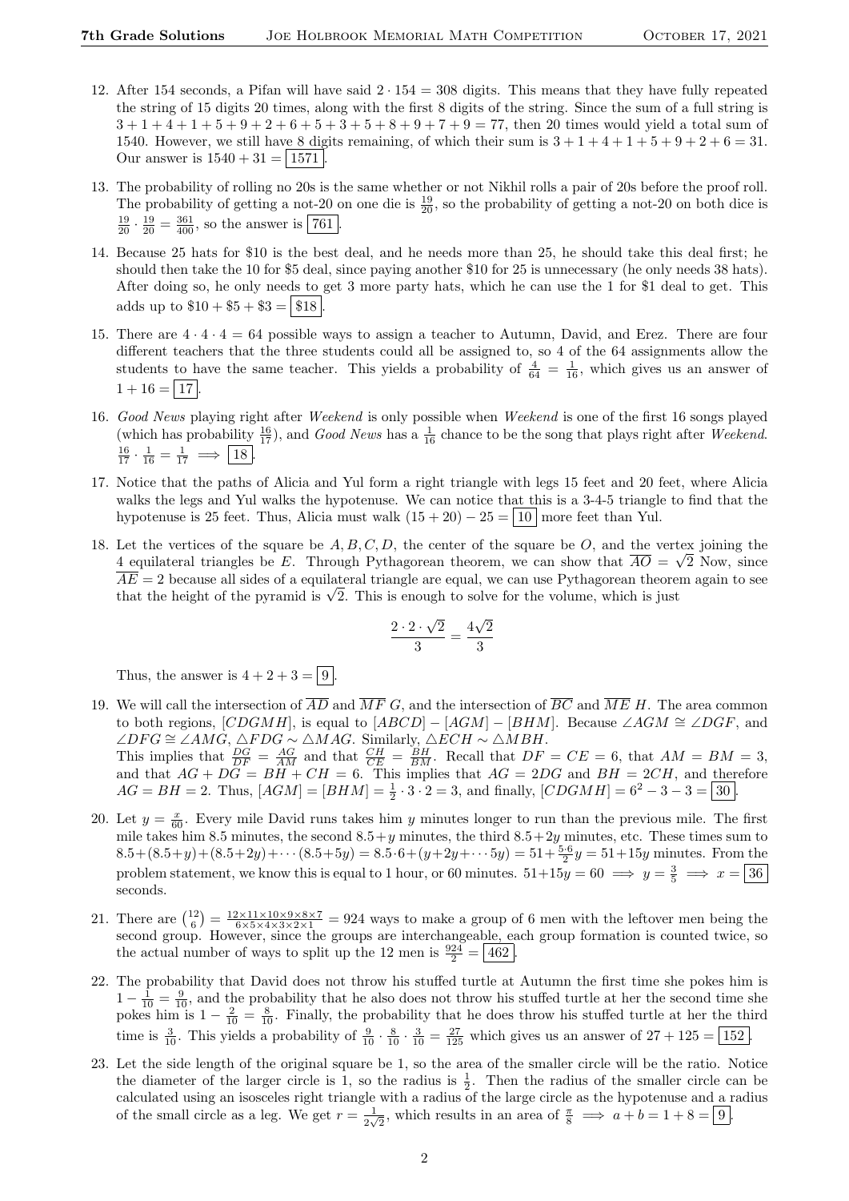12. After 154 seconds, a Pifan will have said $2 \cdot 154 = 308$ digits. This means that they have fully repeated the string of 15 digits 20 times, along with the first 8 digits of the string. Since the sum of a full string is $3+1+4+1+5+9+2+6+5+3+5+8+9+7+9 = 77$, then 20 times would yield a total sum of 1540. However, we still have 8 digits remaining, of which their sum is $3+1+4+1+5+9+2+6 = 31$. Our answer is $1540 + 31 = \boxed{1571}$.

13. The probability of rolling no 20s is the same whether or not Nikhil rolls a pair of 20s before the proof roll. The probability of getting a not-20 on one die is $\frac{19}{20}$, so the probability of getting a not-20 on both dice is $\frac{19}{20} \cdot \frac{19}{20} = \frac{361}{400}$, so the answer is $\boxed{761}$.

14. Because 25 hats for \$10 is the best deal, and he needs more than 25, he should take this deal first; he should then take the 10 for \$5 deal, since paying another \$10 for 25 is unnecessary (he only needs 38 hats). After doing so, he only needs to get 3 more party hats, which he can use the 1 for \$1 deal to get. This adds up to $\$10 + \$5 + \$3 = \boxed{\$18}$.

15. There are $4 \cdot 4 \cdot 4 = 64$ possible ways to assign a teacher to Autumn, David, and Erez. There are four different teachers that the three students could all be assigned to, so 4 of the 64 assignments allow the students to have the same teacher. This yields a probability of $\frac{4}{64} = \frac{1}{16}$, which gives us an answer of $1 + 16 = \boxed{17}$.

16. *Good News* playing right after *Weekend* is only possible when *Weekend* is one of the first 16 songs played (which has probability $\frac{16}{17}$), and *Good News* has a $\frac{1}{16}$ chance to be the song that plays right after *Weekend*. $\frac{16}{17} \cdot \frac{1}{16} = \frac{1}{17} \implies \boxed{18}$.

17. Notice that the paths of Alicia and Yul form a right triangle with legs 15 feet and 20 feet, where Alicia walks the legs and Yul walks the hypotenuse. We can notice that this is a 3-4-5 triangle to find that the hypotenuse is 25 feet. Thus, Alicia must walk $(15 + 20) - 25 = \boxed{10}$ more feet than Yul.

18. Let the vertices of the square be $A, B, C, D$, the center of the square be $O$, and the vertex joining the 4 equilateral triangles be $E$. Through Pythagorean theorem, we can show that $\overline{AO} = \sqrt{2}$ Now, since $\overline{AE} = 2$ because all sides of a equilateral triangle are equal, we can use Pythagorean theorem again to see that the height of the pyramid is $\sqrt{2}$. This is enough to solve for the volume, which is just

$$\frac{2 \cdot 2 \cdot \sqrt{2}}{3} = \frac{4\sqrt{2}}{3}$$

Thus, the answer is $4 + 2 + 3 = \boxed{9}$.

19. We will call the intersection of $\overline{AD}$ and $\overline{MF}$ $G$, and the intersection of $\overline{BC}$ and $\overline{ME}$ $H$. The area common to both regions, $[CDGMH]$, is equal to $[ABCD] - [AGM] - [BHM]$. Because $\angle AGM \cong \angle DGF$, and $\angle DFG \cong \angle AMG$, $\triangle FDG \sim \triangle MAG$. Similarly, $\triangle ECH \sim \triangle MBH$.
This implies that $\frac{DG}{DF} = \frac{AG}{AM}$ and that $\frac{CH}{CE} = \frac{BH}{BM}$. Recall that $DF = CE = 6$, that $AM = BM = 3$, and that $AG + DG = BH + CH = 6$. This implies that $AG = 2DG$ and $BH = 2CH$, and therefore $AG = BH = 2$. Thus, $[AGM] = [BHM] = \frac{1}{2} \cdot 3 \cdot 2 = 3$, and finally, $[CDGMH] = 6^2 - 3 - 3 = \boxed{30}$.

20. Let $y = \frac{x}{60}$. Every mile David runs takes him $y$ minutes longer to run than the previous mile. The first mile takes him 8.5 minutes, the second $8.5+y$ minutes, the third $8.5+2y$ minutes, etc. These times sum to $8.5+(8.5+y)+(8.5+2y)+\cdots(8.5+5y) = 8.5\cdot 6+(y+2y+\cdots 5y) = 51+\frac{5\cdot 6}{2}y = 51+15y$ minutes. From the problem statement, we know this is equal to 1 hour, or 60 minutes. $51+15y = 60 \implies y = \frac{3}{5} \implies x = \boxed{36}$ seconds.

21. There are $\binom{12}{6} = \frac{12\times 11\times 10\times 9\times 8\times 7}{6\times 5\times 4\times 3\times 2\times 1} = 924$ ways to make a group of 6 men with the leftover men being the second group. However, since the groups are interchangeable, each group formation is counted twice, so the actual number of ways to split up the 12 men is $\frac{924}{2} = \boxed{462}$.

22. The probability that David does not throw his stuffed turtle at Autumn the first time she pokes him is $1 - \frac{1}{10} = \frac{9}{10}$, and the probability that he also does not throw his stuffed turtle at her the second time she pokes him is $1 - \frac{2}{10} = \frac{8}{10}$. Finally, the probability that he does throw his stuffed turtle at her the third time is $\frac{3}{10}$. This yields a probability of $\frac{9}{10} \cdot \frac{8}{10} \cdot \frac{3}{10} = \frac{27}{125}$ which gives us an answer of $27 + 125 = \boxed{152}$.

23. Let the side length of the original square be 1, so the area of the smaller circle will be the ratio. Notice the diameter of the larger circle is 1, so the radius is $\frac{1}{2}$. Then the radius of the smaller circle can be calculated using an isosceles right triangle with a radius of the large circle as the hypotenuse and a radius of the small circle as a leg. We get $r = \frac{1}{2\sqrt{2}}$, which results in an area of $\frac{\pi}{8} \implies a + b = 1 + 8 = \boxed{9}$.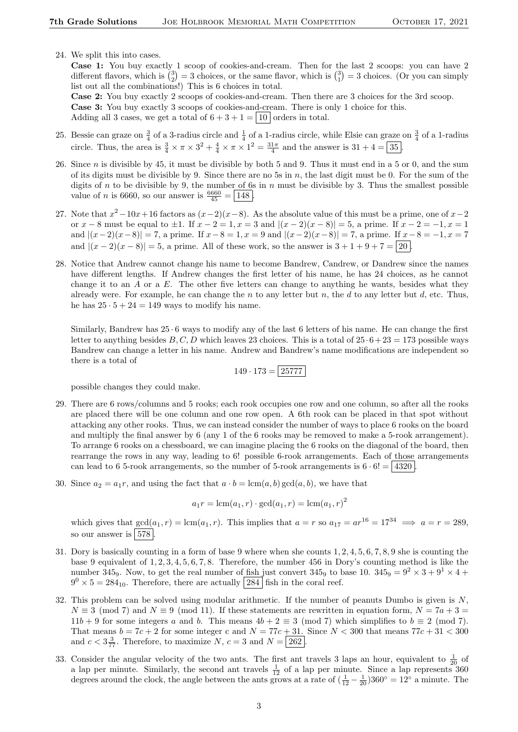24. We split this into cases.
    **Case 1:** You buy exactly 1 scoop of cookies-and-cream. Then for the last 2 scoops: you can have 2 different flavors, which is $\binom{3}{2} = 3$ choices, or the same flavor, which is $\binom{3}{1} = 3$ choices. (Or you can simply list out all the combinations!) This is 6 choices in total.
    **Case 2:** You buy exactly 2 scoops of cookies-and-cream. Then there are 3 choices for the 3rd scoop.
    **Case 3:** You buy exactly 3 scoops of cookies-and-cream. There is only 1 choice for this.
    Adding all 3 cases, we get a total of $6 + 3 + 1 = \boxed{10}$ orders in total.

25. Bessie can graze on $\frac{3}{4}$ of a 3-radius circle and $\frac{1}{4}$ of a 1-radius circle, while Elsie can graze on $\frac{3}{4}$ of a 1-radius circle. Thus, the area is $\frac{3}{4} \times \pi \times 3^2 + \frac{4}{4} \times \pi \times 1^2 = \frac{31\pi}{4}$ and the answer is $31 + 4 = \boxed{35}$.

26. Since $n$ is divisible by 45, it must be divisible by both 5 and 9. Thus it must end in a 5 or 0, and the sum of its digits must be divisible by 9. Since there are no 5s in $n$, the last digit must be 0. For the sum of the digits of $n$ to be divisible by 9, the number of 6s in $n$ must be divisible by 3. Thus the smallest possible value of $n$ is 6660, so our answer is $\frac{6660}{45} = \boxed{148}$.

27. Note that $x^2 - 10x + 16$ factors as $(x-2)(x-8)$. As the absolute value of this must be a prime, one of $x-2$ or $x-8$ must be equal to $\pm 1$. If $x-2 = 1, x = 3$ and $|(x-2)(x-8)| = 5$, a prime. If $x - 2 = -1, x = 1$ and $|(x-2)(x-8)| = 7$, a prime. If $x - 8 = 1, x = 9$ and $|(x-2)(x-8)| = 7$, a prime. If $x - 8 = -1, x = 7$ and $|(x-2)(x-8)| = 5$, a prime. All of these work, so the answer is $3 + 1 + 9 + 7 = \boxed{20}$.

28. Notice that Andrew cannot change his name to become Bandrew, Candrew, or Dandrew since the names have different lengths. If Andrew changes the first letter of his name, he has 24 choices, as he cannot change it to an $A$ or a $E$. The other five letters can change to anything he wants, besides what they already were. For example, he can change the $n$ to any letter but $n$, the $d$ to any letter but $d$, etc. Thus, he has $25 \cdot 5 + 24 = 149$ ways to modify his name.

    Similarly, Bandrew has $25 \cdot 6$ ways to modify any of the last 6 letters of his name. He can change the first letter to anything besides $B, C, D$ which leaves 23 choices. This is a total of $25 \cdot 6 + 23 = 173$ possible ways Bandrew can change a letter in his name. Andrew and Bandrew's name modifications are independent so there is a total of

    $$149 \cdot 173 = \boxed{25777}$$

    possible changes they could make.

29. There are 6 rows/columns and 5 rooks; each rook occupies one row and one column, so after all the rooks are placed there will be one column and one row open. A 6th rook can be placed in that spot without attacking any other rooks. Thus, we can instead consider the number of ways to place 6 rooks on the board and multiply the final answer by 6 (any 1 of the 6 rooks may be removed to make a 5-rook arrangement). To arrange 6 rooks on a chessboard, we can imagine placing the 6 rooks on the diagonal of the board, then rearrange the rows in any way, leading to 6! possible 6-rook arrangements. Each of those arrangements can lead to 6 5-rook arrangements, so the number of 5-rook arrangements is $6 \cdot 6! = \boxed{4320}$.

30. Since $a_2 = a_1 r$, and using the fact that $a \cdot b = \text{lcm}(a, b) \gcd(a, b)$, we have that

    $$a_1 r = \text{lcm}(a_1, r) \cdot \gcd(a_1, r) = \text{lcm}(a_1, r)^2$$

    which gives that $\gcd(a_1, r) = \text{lcm}(a_1, r)$. This implies that $a = r$ so $a_{17} = ar^{16} = 17^{34} \implies a = r = 289$, so our answer is $\boxed{578}$.

31. Dory is basically counting in a form of base 9 where when she counts $1, 2, 4, 5, 6, 7, 8, 9$ she is counting the base 9 equivalent of $1, 2, 3, 4, 5, 6, 7, 8$. Therefore, the number 456 in Dory's counting method is like the number $345_9$. Now, to get the real number of fish just convert $345_9$ to base 10. $345_9 = 9^2 \times 3 + 9^1 \times 4 + 9^0 \times 5 = 284_{10}$. Therefore, there are actually $\boxed{284}$ fish in the coral reef.

32. This problem can be solved using modular arithmetic. If the number of peanuts Dumbo is given is $N$, $N \equiv 3 \pmod 7$ and $N \equiv 9 \pmod{11}$. If these statements are rewritten in equation form, $N = 7a + 3 = 11b + 9$ for some integers $a$ and $b$. This means $4b + 2 \equiv 3 \pmod 7$ which simplifies to $b \equiv 2 \pmod 7$. That means $b = 7c + 2$ for some integer c and $N = 77c + 31$. Since $N < 300$ that means $77c + 31 < 300$ and $c < 3\frac{3}{77}$. Therefore, to maximize $N$, $c = 3$ and $N = \boxed{262}$.

33. Consider the angular velocity of the two ants. The first ant travels 3 laps an hour, equivalent to $\frac{1}{20}$ of a lap per minute. Similarly, the second ant travels $\frac{1}{12}$ of a lap per minute. Since a lap represents 360 degrees around the clock, the angle between the ants grows at a rate of $(\frac{1}{12} - \frac{1}{20})360^\circ = 12^\circ$ a minute. The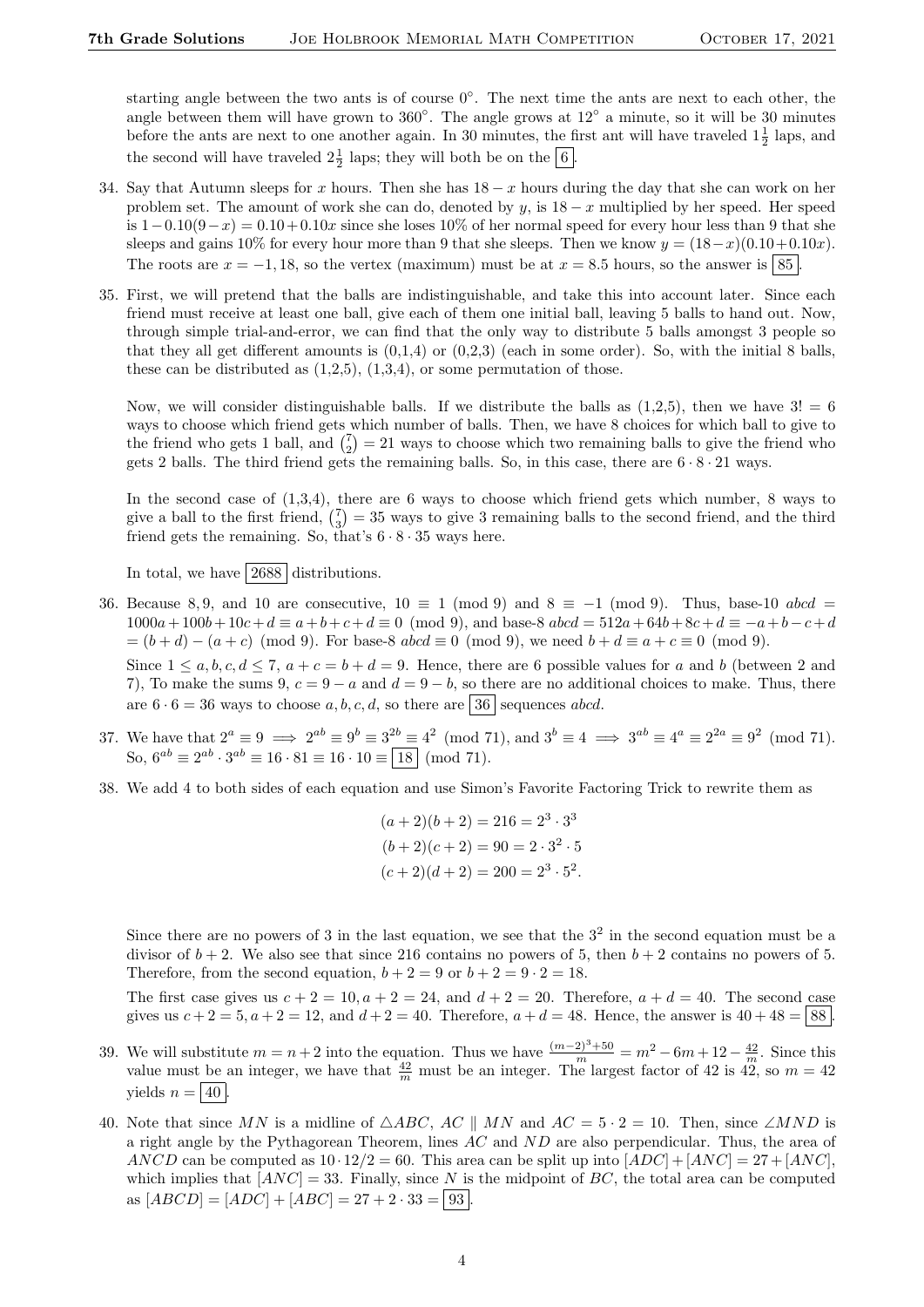starting angle between the two ants is of course $0^\circ$. The next time the ants are next to each other, the angle between them will have grown to $360^\circ$. The angle grows at $12^\circ$ a minute, so it will be 30 minutes before the ants are next to one another again. In 30 minutes, the first ant will have traveled $1\frac{1}{2}$ laps, and the second will have traveled $2\frac{1}{2}$ laps; they will both be on the $\boxed{6}$.

34. Say that Autumn sleeps for $x$ hours. Then she has $18 - x$ hours during the day that she can work on her problem set. The amount of work she can do, denoted by $y$, is $18 - x$ multiplied by her speed. Her speed is $1 - 0.10(9 - x) = 0.10 + 0.10x$ since she loses 10% of her normal speed for every hour less than 9 that she sleeps and gains 10% for every hour more than 9 that she sleeps. Then we know $y = (18 - x)(0.10 + 0.10x)$. The roots are $x = -1, 18$, so the vertex (maximum) must be at $x = 8.5$ hours, so the answer is $\boxed{85}$.

35. First, we will pretend that the balls are indistinguishable, and take this into account later. Since each friend must receive at least one ball, give each of them one initial ball, leaving 5 balls to hand out. Now, through simple trial-and-error, we can find that the only way to distribute 5 balls amongst 3 people so that they all get different amounts is (0,1,4) or (0,2,3) (each in some order). So, with the initial 8 balls, these can be distributed as (1,2,5), (1,3,4), or some permutation of those.

   Now, we will consider distinguishable balls. If we distribute the balls as (1,2,5), then we have $3! = 6$ ways to choose which friend gets which number of balls. Then, we have 8 choices for which ball to give to the friend who gets 1 ball, and $\binom{7}{2} = 21$ ways to choose which two remaining balls to give the friend who gets 2 balls. The third friend gets the remaining balls. So, in this case, there are $6 \cdot 8 \cdot 21$ ways.

   In the second case of (1,3,4), there are 6 ways to choose which friend gets which number, 8 ways to give a ball to the first friend, $\binom{7}{3} = 35$ ways to give 3 remaining balls to the second friend, and the third friend gets the remaining. So, that's $6 \cdot 8 \cdot 35$ ways here.

   In total, we have $\boxed{2688}$ distributions.

36. Because $8, 9$, and $10$ are consecutive, $10 \equiv 1 \pmod 9$ and $8 \equiv -1 \pmod 9$. Thus, base-10 $abcd = 1000a + 100b + 10c + d \equiv a + b + c + d \equiv 0 \pmod 9$, and base-8 $abcd = 512a + 64b + 8c + d \equiv -a + b - c + d$ $= (b + d) - (a + c) \pmod 9$. For base-8 $abcd \equiv 0 \pmod 9$, we need $b + d \equiv a + c \equiv 0 \pmod 9$.

   Since $1 \le a, b, c, d \le 7$, $a + c = b + d = 9$. Hence, there are 6 possible values for $a$ and $b$ (between 2 and 7), To make the sums 9, $c = 9 - a$ and $d = 9 - b$, so there are no additional choices to make. Thus, there are $6 \cdot 6 = 36$ ways to choose $a, b, c, d$, so there are $\boxed{36}$ sequences $abcd$.

37. We have that $2^a \equiv 9 \implies 2^{ab} \equiv 9^b \equiv 3^{2b} \equiv 4^2 \pmod{71}$, and $3^b \equiv 4 \implies 3^{ab} \equiv 4^a \equiv 2^{2a} \equiv 9^2 \pmod{71}$. So, $6^{ab} \equiv 2^{ab} \cdot 3^{ab} \equiv 16 \cdot 81 \equiv 16 \cdot 10 \equiv \boxed{18} \pmod{71}$.

38. We add 4 to both sides of each equation and use Simon's Favorite Factoring Trick to rewrite them as

$$(a+2)(b+2) = 216 = 2^3 \cdot 3^3$$
$$(b+2)(c+2) = 90 = 2 \cdot 3^2 \cdot 5$$
$$(c+2)(d+2) = 200 = 2^3 \cdot 5^2.$$

   Since there are no powers of 3 in the last equation, we see that the $3^2$ in the second equation must be a divisor of $b + 2$. We also see that since 216 contains no powers of 5, then $b + 2$ contains no powers of 5. Therefore, from the second equation, $b + 2 = 9$ or $b + 2 = 9 \cdot 2 = 18$.

   The first case gives us $c + 2 = 10, a + 2 = 24$, and $d + 2 = 20$. Therefore, $a + d = 40$. The second case gives us $c + 2 = 5, a + 2 = 12$, and $d + 2 = 40$. Therefore, $a + d = 48$. Hence, the answer is $40 + 48 = \boxed{88}$.

39. We will substitute $m = n + 2$ into the equation. Thus we have $\frac{(m-2)^3+50}{m} = m^2 - 6m + 12 - \frac{42}{m}$. Since this value must be an integer, we have that $\frac{42}{m}$ must be an integer. The largest factor of 42 is 42, so $m = 42$ yields $n = \boxed{40}$.

40. Note that since $MN$ is a midline of $\triangle ABC$, $AC \parallel MN$ and $AC = 5 \cdot 2 = 10$. Then, since $\angle MND$ is a right angle by the Pythagorean Theorem, lines $AC$ and $ND$ are also perpendicular. Thus, the area of $ANCD$ can be computed as $10 \cdot 12/2 = 60$. This area can be split up into $[ADC] + [ANC] = 27 + [ANC]$, which implies that $[ANC] = 33$. Finally, since $N$ is the midpoint of $BC$, the total area can be computed as $[ABCD] = [ADC] + [ABC] = 27 + 2 \cdot 33 = \boxed{93}$.